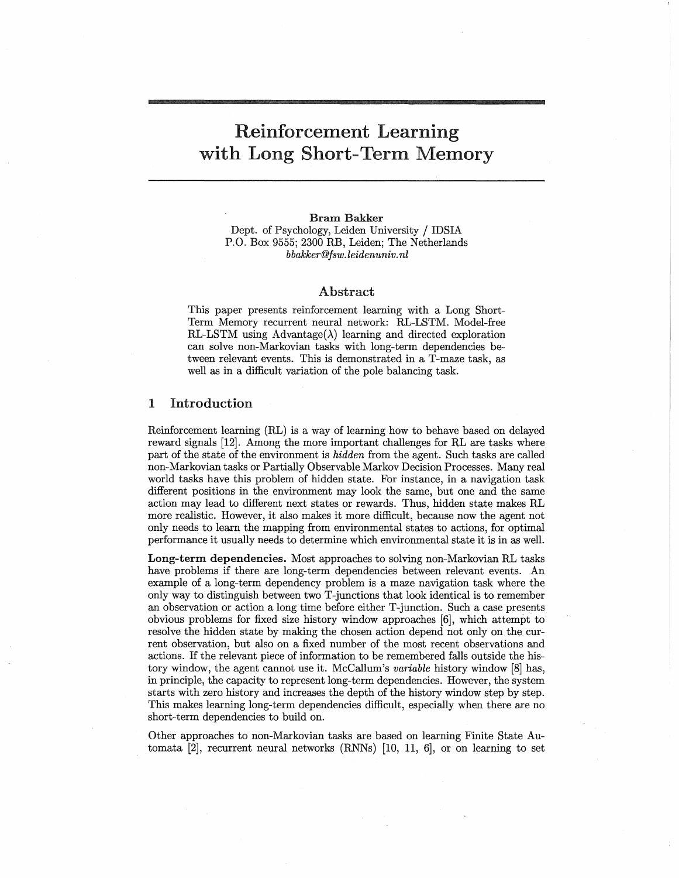# Reinforcement Learning with Long Short-Term Memory

**Bram Bakker**
Dept. of Psychology, Leiden University / IDSIA
P.O. Box 9555; 2300 RB, Leiden; The Netherlands
*bbakker@fsw.leidenuniv.nl*

## Abstract

This paper presents reinforcement learning with a Long Short-Term Memory recurrent neural network: RL-LSTM. Model-free RL-LSTM using Advantage($\lambda$) learning and directed exploration can solve non-Markovian tasks with long-term dependencies between relevant events. This is demonstrated in a T-maze task, as well as in a difficult variation of the pole balancing task.

## 1 Introduction

Reinforcement learning (RL) is a way of learning how to behave based on delayed reward signals [12]. Among the more important challenges for RL are tasks where part of the state of the environment is *hidden* from the agent. Such tasks are called non-Markovian tasks or Partially Observable Markov Decision Processes. Many real world tasks have this problem of hidden state. For instance, in a navigation task different positions in the environment may look the same, but one and the same action may lead to different next states or rewards. Thus, hidden state makes RL more realistic. However, it also makes it more difficult, because now the agent not only needs to learn the mapping from environmental states to actions, for optimal performance it usually needs to determine which environmental state it is in as well.

**Long-term dependencies.** Most approaches to solving non-Markovian RL tasks have problems if there are long-term dependencies between relevant events. An example of a long-term dependency problem is a maze navigation task where the only way to distinguish between two T-junctions that look identical is to remember an observation or action a long time before either T-junction. Such a case presents obvious problems for fixed size history window approaches [6], which attempt to resolve the hidden state by making the chosen action depend not only on the current observation, but also on a fixed number of the most recent observations and actions. If the relevant piece of information to be remembered falls outside the history window, the agent cannot use it. McCallum's *variable* history window [8] has, in principle, the capacity to represent long-term dependencies. However, the system starts with zero history and increases the depth of the history window step by step. This makes learning long-term dependencies difficult, especially when there are no short-term dependencies to build on.

Other approaches to non-Markovian tasks are based on learning Finite State Automata [2], recurrent neural networks (RNNs) [10, 11, 6], or on learning to set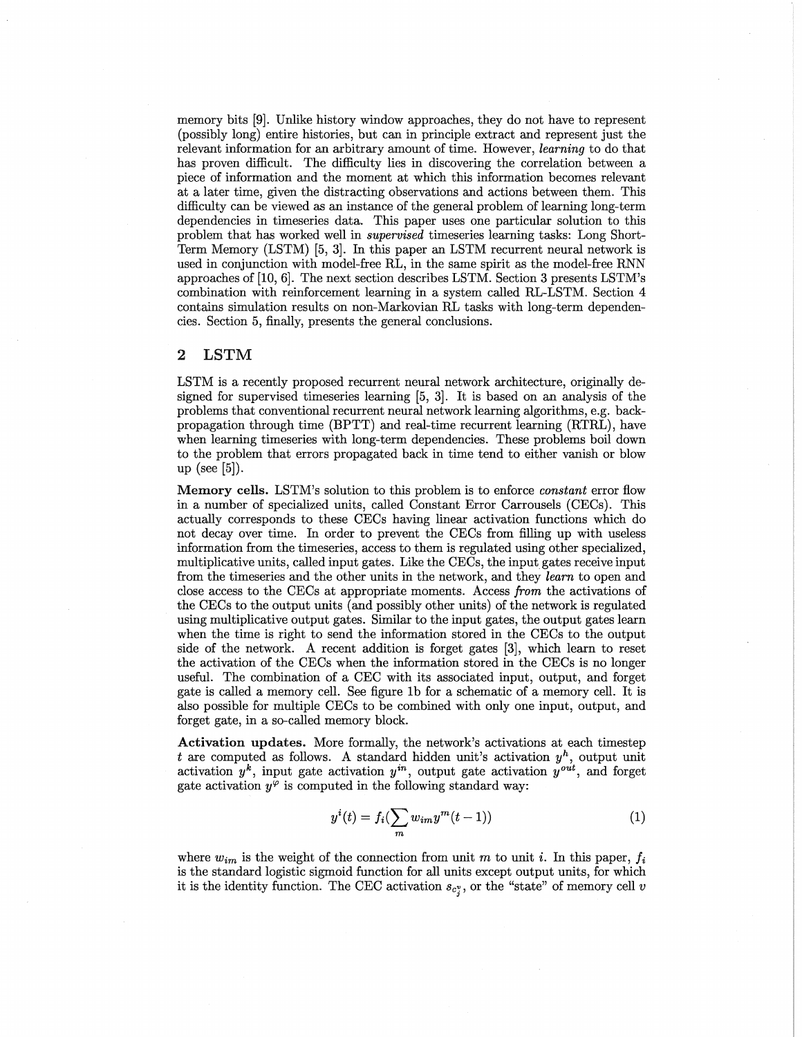memory bits [9]. Unlike history window approaches, they do not have to represent (possibly long) entire histories, but can in principle extract and represent just the relevant information for an arbitrary amount of time. However, *learning* to do that has proven difficult. The difficulty lies in discovering the correlation between a piece of information and the moment at which this information becomes relevant at a later time, given the distracting observations and actions between them. This difficulty can be viewed as an instance of the general problem of learning long-term dependencies in timeseries data. This paper uses one particular solution to this problem that has worked well in *supervised* timeseries learning tasks: Long Short-Term Memory (LSTM) [5, 3]. In this paper an LSTM recurrent neural network is used in conjunction with model-free RL, in the same spirit as the model-free RNN approaches of [10, 6]. The next section describes LSTM. Section 3 presents LSTM's combination with reinforcement learning in a system called RL-LSTM. Section 4 contains simulation results on non-Markovian RL tasks with long-term dependencies. Section 5, finally, presents the general conclusions.

## 2 LSTM

LSTM is a recently proposed recurrent neural network architecture, originally designed for supervised timeseries learning [5, 3]. It is based on an analysis of the problems that conventional recurrent neural network learning algorithms, e.g. backpropagation through time (BPTT) and real-time recurrent learning (RTRL), have when learning timeseries with long-term dependencies. These problems boil down to the problem that errors propagated back in time tend to either vanish or blow up (see [5]).

**Memory cells.** LSTM's solution to this problem is to enforce *constant* error flow in a number of specialized units, called Constant Error Carrousels (CECs). This actually corresponds to these CECs having linear activation functions which do not decay over time. In order to prevent the CECs from filling up with useless information from the timeseries, access to them is regulated using other specialized, multiplicative units, called input gates. Like the CECs, the input gates receive input from the timeseries and the other units in the network, and they *learn* to open and close access to the CECs at appropriate moments. Access *from* the activations of the CECs to the output units (and possibly other units) of the network is regulated using multiplicative output gates. Similar to the input gates, the output gates learn when the time is right to send the information stored in the CECs to the output side of the network. A recent addition is forget gates [3], which learn to reset the activation of the CECs when the information stored in the CECs is no longer useful. The combination of a CEC with its associated input, output, and forget gate is called a memory cell. See figure 1b for a schematic of a memory cell. It is also possible for multiple CECs to be combined with only one input, output, and forget gate, in a so-called memory block.

**Activation updates.** More formally, the network's activations at each timestep $t$ are computed as follows. A standard hidden unit's activation $y^h$, output unit activation $y^k$, input gate activation $y^{in}$, output gate activation $y^{out}$, and forget gate activation $y^{\varphi}$ is computed in the following standard way:

$$y^i(t) = f_i(\sum_m w_{im} y^m(t-1)) \tag{1}$$

where $w_{im}$ is the weight of the connection from unit $m$ to unit $i$. In this paper, $f_i$ is the standard logistic sigmoid function for all units except output units, for which it is the identity function. The CEC activation $s_{c_j^v}$, or the "state" of memory cell $v$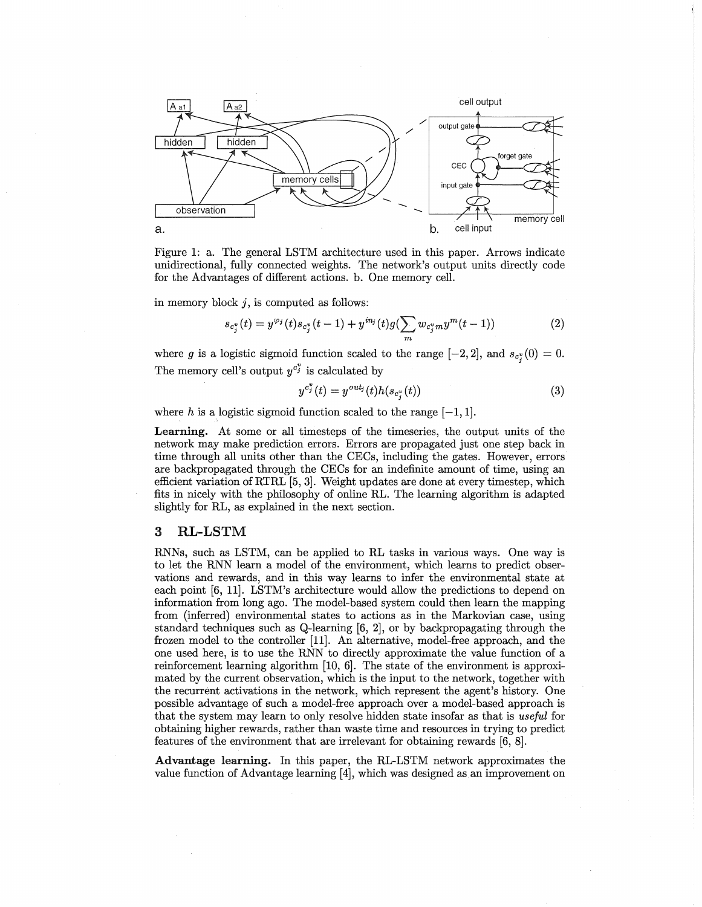Figure 1: a. The general LSTM architecture used in this paper. Arrows indicate unidirectional, fully connected weights. The network's output units directly code for the Advantages of different actions. b. One memory cell.

in memory block $j$, is computed as follows:

$$s_{c_j^v}(t) = y^{\varphi_j}(t) s_{c_j^v}(t-1) + y^{in_j}(t) g(\sum_m w_{c_j^v m} y^m(t-1)) \tag{2}$$

where $g$ is a logistic sigmoid function scaled to the range $[-2, 2]$, and $s_{c_j^v}(0) = 0$. The memory cell's output $y^{c_j^v}$ is calculated by

$$y^{c_j^v}(t) = y^{out_j}(t) h(s_{c_j^v}(t)) \tag{3}$$

where $h$ is a logistic sigmoid function scaled to the range $[-1, 1]$.

**Learning.** At some or all timesteps of the timeseries, the output units of the network may make prediction errors. Errors are propagated just one step back in time through all units other than the CECs, including the gates. However, errors are backpropagated through the CECs for an indefinite amount of time, using an efficient variation of RTRL [5, 3]. Weight updates are done at every timestep, which fits in nicely with the philosophy of online RL. The learning algorithm is adapted slightly for RL, as explained in the next section.

## 3 RL-LSTM

RNNs, such as LSTM, can be applied to RL tasks in various ways. One way is to let the RNN learn a model of the environment, which learns to predict observations and rewards, and in this way learns to infer the environmental state at each point [6, 11]. LSTM's architecture would allow the predictions to depend on information from long ago. The model-based system could then learn the mapping from (inferred) environmental states to actions as in the Markovian case, using standard techniques such as Q-learning [6, 2], or by backpropagating through the frozen model to the controller [11]. An alternative, model-free approach, and the one used here, is to use the RNN to directly approximate the value function of a reinforcement learning algorithm [10, 6]. The state of the environment is approximated by the current observation, which is the input to the network, together with the recurrent activations in the network, which represent the agent's history. One possible advantage of such a model-free approach over a model-based approach is that the system may learn to only resolve hidden state insofar as that is *useful* for obtaining higher rewards, rather than waste time and resources in trying to predict features of the environment that are irrelevant for obtaining rewards [6, 8].

**Advantage learning.** In this paper, the RL-LSTM network approximates the value function of Advantage learning [4], which was designed as an improvement on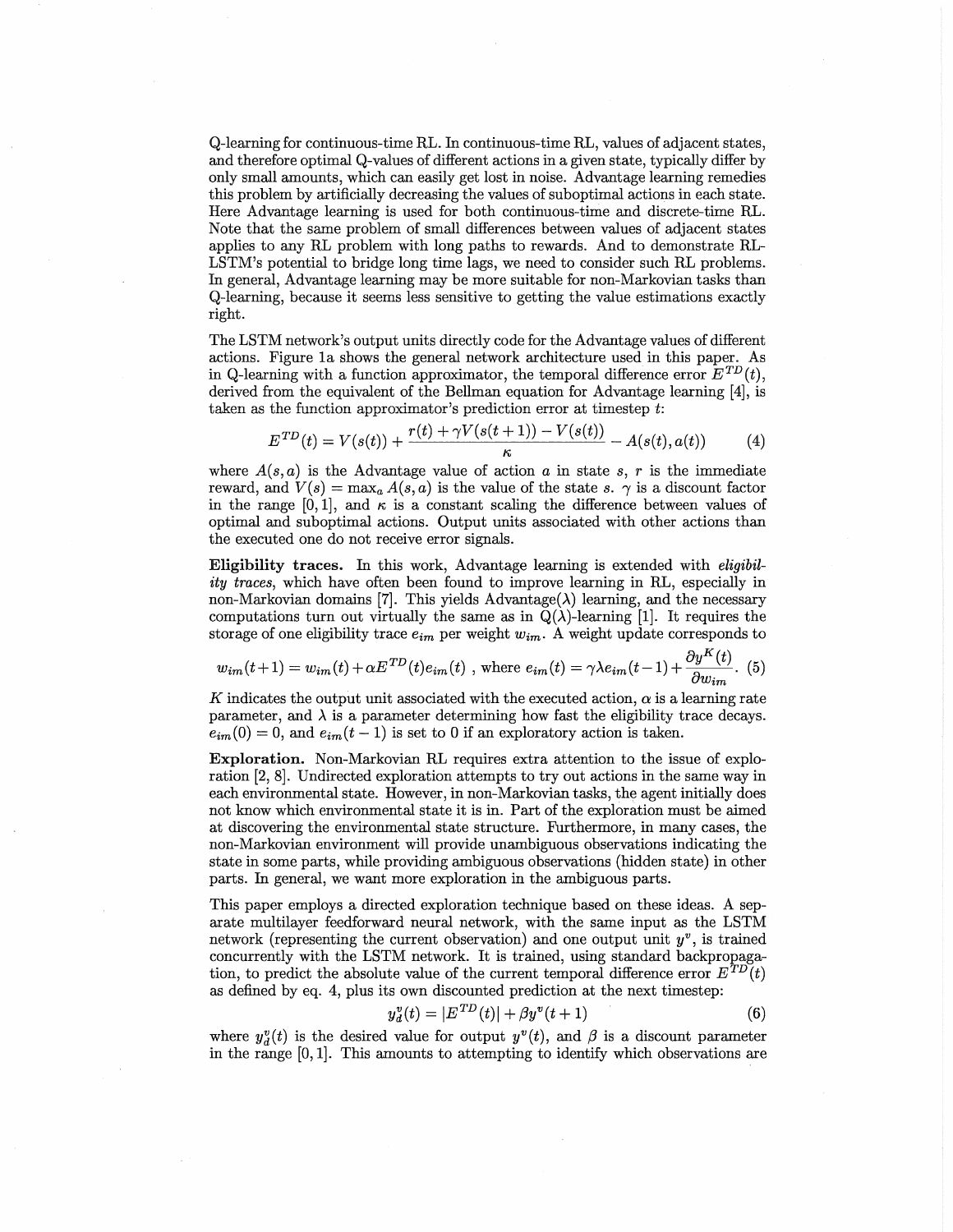Q-learning for continuous-time RL. In continuous-time RL, values of adjacent states, and therefore optimal Q-values of different actions in a given state, typically differ by only small amounts, which can easily get lost in noise. Advantage learning remedies this problem by artificially decreasing the values of suboptimal actions in each state. Here Advantage learning is used for both continuous-time and discrete-time RL. Note that the same problem of small differences between values of adjacent states applies to any RL problem with long paths to rewards. And to demonstrate RL-LSTM's potential to bridge long time lags, we need to consider such RL problems. In general, Advantage learning may be more suitable for non-Markovian tasks than Q-learning, because it seems less sensitive to getting the value estimations exactly right.

The LSTM network's output units directly code for the Advantage values of different actions. Figure 1a shows the general network architecture used in this paper. As in Q-learning with a function approximator, the temporal difference error $E^{TD}(t)$, derived from the equivalent of the Bellman equation for Advantage learning [4], is taken as the function approximator's prediction error at timestep $t$:

$$E^{TD}(t) = V(s(t)) + \frac{r(t) + \gamma V(s(t+1)) - V(s(t))}{\kappa} - A(s(t), a(t)) \tag{4}$$

where $A(s, a)$ is the Advantage value of action $a$ in state $s$, $r$ is the immediate reward, and $V(s) = \max_a A(s, a)$ is the value of the state $s$. $\gamma$ is a discount factor in the range $[0, 1]$, and $\kappa$ is a constant scaling the difference between values of optimal and suboptimal actions. Output units associated with other actions than the executed one do not receive error signals.

**Eligibility traces.** In this work, Advantage learning is extended with *eligibility traces*, which have often been found to improve learning in RL, especially in non-Markovian domains [7]. This yields Advantage($\lambda$) learning, and the necessary computations turn out virtually the same as in Q($\lambda$)-learning [1]. It requires the storage of one eligibility trace $e_{im}$ per weight $w_{im}$. A weight update corresponds to

$$w_{im}(t+1) = w_{im}(t) + \alpha E^{TD}(t) e_{im}(t) \text{ , where } e_{im}(t) = \gamma\lambda e_{im}(t-1) + \frac{\partial y^K(t)}{\partial w_{im}}. \tag{5}$$

$K$ indicates the output unit associated with the executed action, $\alpha$ is a learning rate parameter, and $\lambda$ is a parameter determining how fast the eligibility trace decays. $e_{im}(0) = 0$, and $e_{im}(t-1)$ is set to 0 if an exploratory action is taken.

**Exploration.** Non-Markovian RL requires extra attention to the issue of exploration [2, 8]. Undirected exploration attempts to try out actions in the same way in each environmental state. However, in non-Markovian tasks, the agent initially does not know which environmental state it is in. Part of the exploration must be aimed at discovering the environmental state structure. Furthermore, in many cases, the non-Markovian environment will provide unambiguous observations indicating the state in some parts, while providing ambiguous observations (hidden state) in other parts. In general, we want more exploration in the ambiguous parts.

This paper employs a directed exploration technique based on these ideas. A separate multilayer feedforward neural network, with the same input as the LSTM network (representing the current observation) and one output unit $y^v$, is trained concurrently with the LSTM network. It is trained, using standard backpropagation, to predict the absolute value of the current temporal difference error $E^{TD}(t)$ as defined by eq. 4, plus its own discounted prediction at the next timestep:

$$y_d^v(t) = |E^{TD}(t)| + \beta y^v(t+1) \tag{6}$$

where $y_d^v(t)$ is the desired value for output $y^v(t)$, and $\beta$ is a discount parameter in the range $[0, 1]$. This amounts to attempting to identify which observations are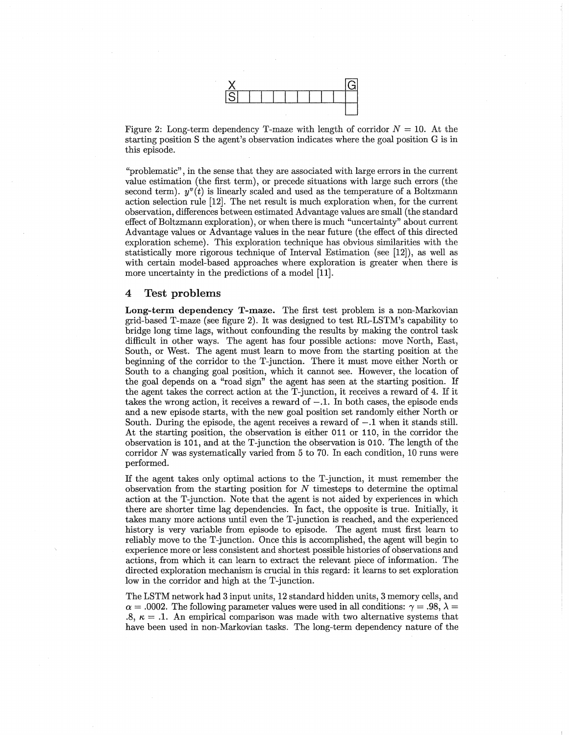Figure 2: Long-term dependency T-maze with length of corridor $N = 10$. At the starting position S the agent's observation indicates where the goal position G is in this episode.

"problematic", in the sense that they are associated with large errors in the current value estimation (the first term), or precede situations with large such errors (the second term). $y^v(t)$ is linearly scaled and used as the temperature of a Boltzmann action selection rule [12]. The net result is much exploration when, for the current observation, differences between estimated Advantage values are small (the standard effect of Boltzmann exploration), or when there is much "uncertainty" about current Advantage values or Advantage values in the near future (the effect of this directed exploration scheme). This exploration technique has obvious similarities with the statistically more rigorous technique of Interval Estimation (see [12]), as well as with certain model-based approaches where exploration is greater when there is more uncertainty in the predictions of a model [11].

## 4 Test problems

**Long-term dependency T-maze.** The first test problem is a non-Markovian grid-based T-maze (see figure 2). It was designed to test RL-LSTM's capability to bridge long time lags, without confounding the results by making the control task difficult in other ways. The agent has four possible actions: move North, East, South, or West. The agent must learn to move from the starting position at the beginning of the corridor to the T-junction. There it must move either North or South to a changing goal position, which it cannot see. However, the location of the goal depends on a "road sign" the agent has seen at the starting position. If the agent takes the correct action at the T-junction, it receives a reward of 4. If it takes the wrong action, it receives a reward of $-.1$. In both cases, the episode ends and a new episode starts, with the new goal position set randomly either North or South. During the episode, the agent receives a reward of $-.1$ when it stands still. At the starting position, the observation is either `011` or `110`, in the corridor the observation is `101`, and at the T-junction the observation is `010`. The length of the corridor $N$ was systematically varied from 5 to 70. In each condition, 10 runs were performed.

If the agent takes only optimal actions to the T-junction, it must remember the observation from the starting position for $N$ timesteps to determine the optimal action at the T-junction. Note that the agent is not aided by experiences in which there are shorter time lag dependencies. In fact, the opposite is true. Initially, it takes many more actions until even the T-junction is reached, and the experienced history is very variable from episode to episode. The agent must first learn to reliably move to the T-junction. Once this is accomplished, the agent will begin to experience more or less consistent and shortest possible histories of observations and actions, from which it can learn to extract the relevant piece of information. The directed exploration mechanism is crucial in this regard: it learns to set exploration low in the corridor and high at the T-junction.

The LSTM network had 3 input units, 12 standard hidden units, 3 memory cells, and $\alpha = .0002$. The following parameter values were used in all conditions: $\gamma = .98$, $\lambda = .8$, $\kappa = .1$. An empirical comparison was made with two alternative systems that have been used in non-Markovian tasks. The long-term dependency nature of the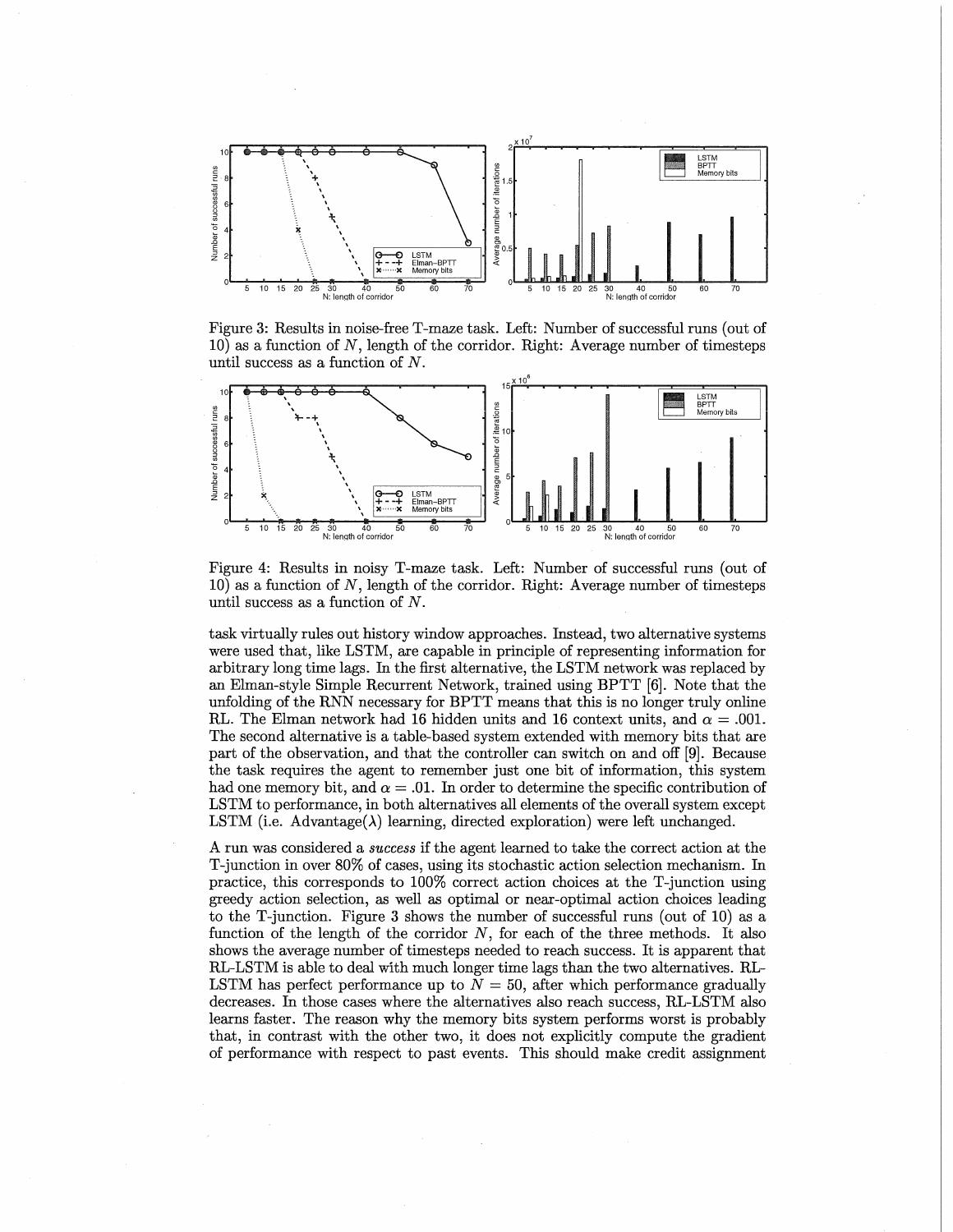Figure 3: Results in noise-free T-maze task. Left: Number of successful runs (out of 10) as a function of $N$, length of the corridor. Right: Average number of timesteps until success as a function of $N$.

Figure 4: Results in noisy T-maze task. Left: Number of successful runs (out of 10) as a function of $N$, length of the corridor. Right: Average number of timesteps until success as a function of $N$.

task virtually rules out history window approaches. Instead, two alternative systems were used that, like LSTM, are capable in principle of representing information for arbitrary long time lags. In the first alternative, the LSTM network was replaced by an Elman-style Simple Recurrent Network, trained using BPTT [6]. Note that the unfolding of the RNN necessary for BPTT means that this is no longer truly online RL. The Elman network had 16 hidden units and 16 context units, and $\alpha = .001$. The second alternative is a table-based system extended with memory bits that are part of the observation, and that the controller can switch on and off [9]. Because the task requires the agent to remember just one bit of information, this system had one memory bit, and $\alpha = .01$. In order to determine the specific contribution of LSTM to performance, in both alternatives all elements of the overall system except LSTM (i.e. Advantage($\lambda$) learning, directed exploration) were left unchanged.

A run was considered a *success* if the agent learned to take the correct action at the T-junction in over 80% of cases, using its stochastic action selection mechanism. In practice, this corresponds to 100% correct action choices at the T-junction using greedy action selection, as well as optimal or near-optimal action choices leading to the T-junction. Figure 3 shows the number of successful runs (out of 10) as a function of the length of the corridor $N$, for each of the three methods. It also shows the average number of timesteps needed to reach success. It is apparent that RL-LSTM is able to deal with much longer time lags than the two alternatives. RL-LSTM has perfect performance up to $N = 50$, after which performance gradually decreases. In those cases where the alternatives also reach success, RL-LSTM also learns faster. The reason why the memory bits system performs worst is probably that, in contrast with the other two, it does not explicitly compute the gradient of performance with respect to past events. This should make credit assignment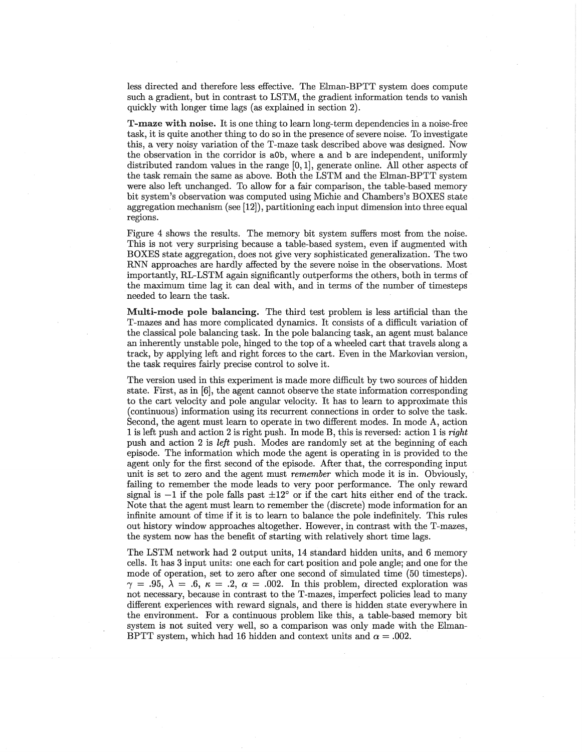less directed and therefore less effective. The Elman-BPTT system does compute such a gradient, but in contrast to LSTM, the gradient information tends to vanish quickly with longer time lags (as explained in section 2).

**T-maze with noise.** It is one thing to learn long-term dependencies in a noise-free task, it is quite another thing to do so in the presence of severe noise. To investigate this, a very noisy variation of the T-maze task described above was designed. Now the observation in the corridor is a0b, where a and b are independent, uniformly distributed random values in the range $[0, 1]$, generate online. All other aspects of the task remain the same as above. Both the LSTM and the Elman-BPTT system were also left unchanged. To allow for a fair comparison, the table-based memory bit system's observation was computed using Michie and Chambers's BOXES state aggregation mechanism (see [12]), partitioning each input dimension into three equal regions.

Figure 4 shows the results. The memory bit system suffers most from the noise. This is not very surprising because a table-based system, even if augmented with BOXES state aggregation, does not give very sophisticated generalization. The two RNN approaches are hardly affected by the severe noise in the observations. Most importantly, RL-LSTM again significantly outperforms the others, both in terms of the maximum time lag it can deal with, and in terms of the number of timesteps needed to learn the task.

**Multi-mode pole balancing.** The third test problem is less artificial than the T-mazes and has more complicated dynamics. It consists of a difficult variation of the classical pole balancing task. In the pole balancing task, an agent must balance an inherently unstable pole, hinged to the top of a wheeled cart that travels along a track, by applying left and right forces to the cart. Even in the Markovian version, the task requires fairly precise control to solve it.

The version used in this experiment is made more difficult by two sources of hidden state. First, as in [6], the agent cannot observe the state information corresponding to the cart velocity and pole angular velocity. It has to learn to approximate this (continuous) information using its recurrent connections in order to solve the task. Second, the agent must learn to operate in two different modes. In mode A, action 1 is left push and action 2 is right push. In mode B, this is reversed: action 1 is *right* push and action 2 is *left* push. Modes are randomly set at the beginning of each episode. The information which mode the agent is operating in is provided to the agent only for the first second of the episode. After that, the corresponding input unit is set to zero and the agent must *remember* which mode it is in. Obviously, failing to remember the mode leads to very poor performance. The only reward signal is $-1$ if the pole falls past $\pm 12°$ or if the cart hits either end of the track. Note that the agent must learn to remember the (discrete) mode information for an infinite amount of time if it is to learn to balance the pole indefinitely. This rules out history window approaches altogether. However, in contrast with the T-mazes, the system now has the benefit of starting with relatively short time lags.

The LSTM network had 2 output units, 14 standard hidden units, and 6 memory cells. It has 3 input units: one each for cart position and pole angle; and one for the mode of operation, set to zero after one second of simulated time (50 timesteps). $\gamma = .95$, $\lambda = .6$, $\kappa = .2$, $\alpha = .002$. In this problem, directed exploration was not necessary, because in contrast to the T-mazes, imperfect policies lead to many different experiences with reward signals, and there is hidden state everywhere in the environment. For a continuous problem like this, a table-based memory bit system is not suited very well, so a comparison was only made with the Elman-BPTT system, which had 16 hidden and context units and $\alpha = .002$.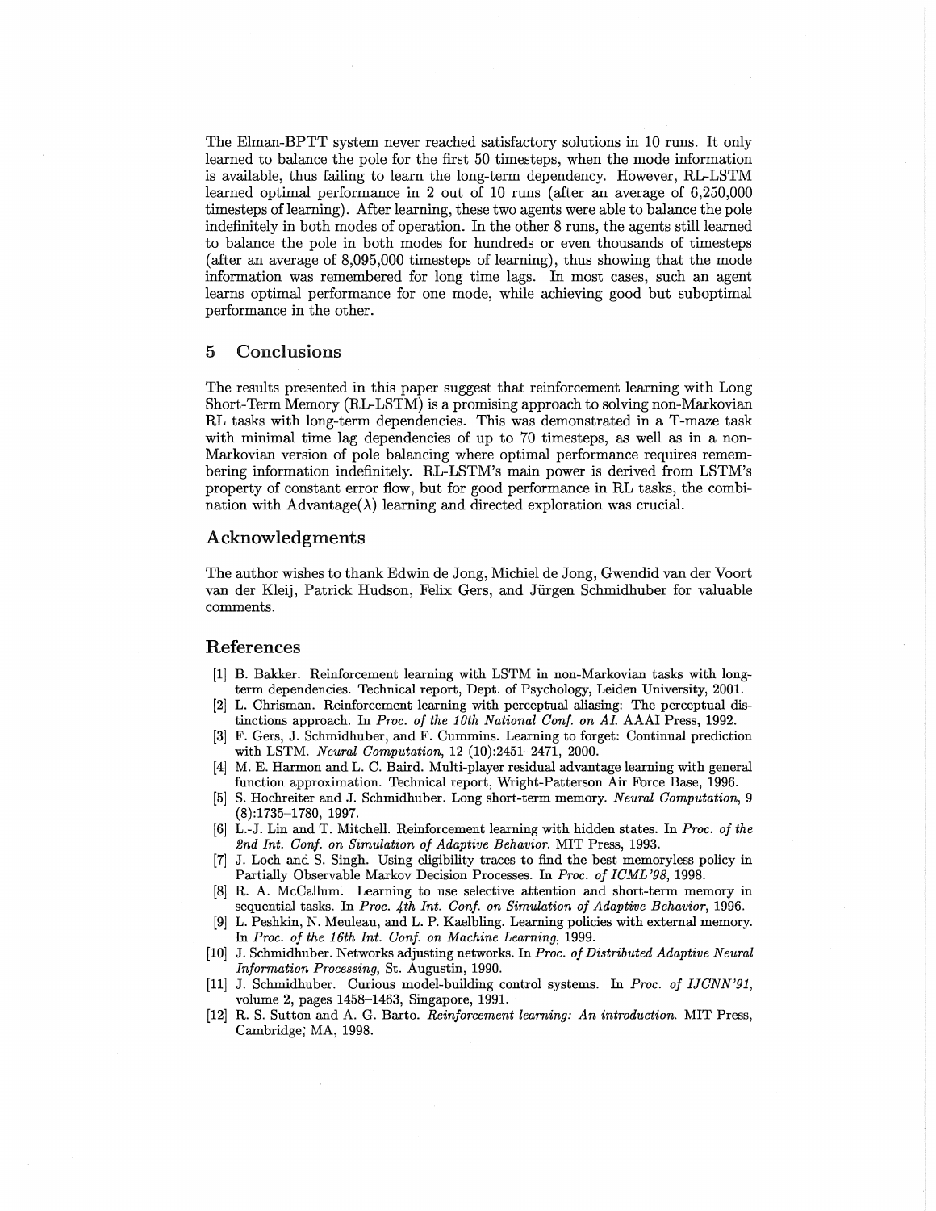The Elman-BPTT system never reached satisfactory solutions in 10 runs. It only learned to balance the pole for the first 50 timesteps, when the mode information is available, thus failing to learn the long-term dependency. However, RL-LSTM learned optimal performance in 2 out of 10 runs (after an average of 6,250,000 timesteps of learning). After learning, these two agents were able to balance the pole indefinitely in both modes of operation. In the other 8 runs, the agents still learned to balance the pole in both modes for hundreds or even thousands of timesteps (after an average of 8,095,000 timesteps of learning), thus showing that the mode information was remembered for long time lags. In most cases, such an agent learns optimal performance for one mode, while achieving good but suboptimal performance in the other.

## 5 Conclusions

The results presented in this paper suggest that reinforcement learning with Long Short-Term Memory (RL-LSTM) is a promising approach to solving non-Markovian RL tasks with long-term dependencies. This was demonstrated in a T-maze task with minimal time lag dependencies of up to 70 timesteps, as well as in a non-Markovian version of pole balancing where optimal performance requires remembering information indefinitely. RL-LSTM's main power is derived from LSTM's property of constant error flow, but for good performance in RL tasks, the combination with Advantage($\lambda$) learning and directed exploration was crucial.

## Acknowledgments

The author wishes to thank Edwin de Jong, Michiel de Jong, Gwendid van der Voort van der Kleij, Patrick Hudson, Felix Gers, and Jürgen Schmidhuber for valuable comments.

## References

[1] B. Bakker. Reinforcement learning with LSTM in non-Markovian tasks with long-term dependencies. Technical report, Dept. of Psychology, Leiden University, 2001.

[2] L. Chrisman. Reinforcement learning with perceptual aliasing: The perceptual distinctions approach. In *Proc. of the 10th National Conf. on AI*. AAAI Press, 1992.

[3] F. Gers, J. Schmidhuber, and F. Cummins. Learning to forget: Continual prediction with LSTM. *Neural Computation*, 12 (10):2451–2471, 2000.

[4] M. E. Harmon and L. C. Baird. Multi-player residual advantage learning with general function approximation. Technical report, Wright-Patterson Air Force Base, 1996.

[5] S. Hochreiter and J. Schmidhuber. Long short-term memory. *Neural Computation*, 9 (8):1735–1780, 1997.

[6] L.-J. Lin and T. Mitchell. Reinforcement learning with hidden states. In *Proc. of the 2nd Int. Conf. on Simulation of Adaptive Behavior*. MIT Press, 1993.

[7] J. Loch and S. Singh. Using eligibility traces to find the best memoryless policy in Partially Observable Markov Decision Processes. In *Proc. of ICML'98*, 1998.

[8] R. A. McCallum. Learning to use selective attention and short-term memory in sequential tasks. In *Proc. 4th Int. Conf. on Simulation of Adaptive Behavior*, 1996.

[9] L. Peshkin, N. Meuleau, and L. P. Kaelbling. Learning policies with external memory. In *Proc. of the 16th Int. Conf. on Machine Learning*, 1999.

[10] J. Schmidhuber. Networks adjusting networks. In *Proc. of Distributed Adaptive Neural Information Processing*, St. Augustin, 1990.

[11] J. Schmidhuber. Curious model-building control systems. In *Proc. of IJCNN'91*, volume 2, pages 1458–1463, Singapore, 1991.

[12] R. S. Sutton and A. G. Barto. *Reinforcement learning: An introduction.* MIT Press, Cambridge, MA, 1998.